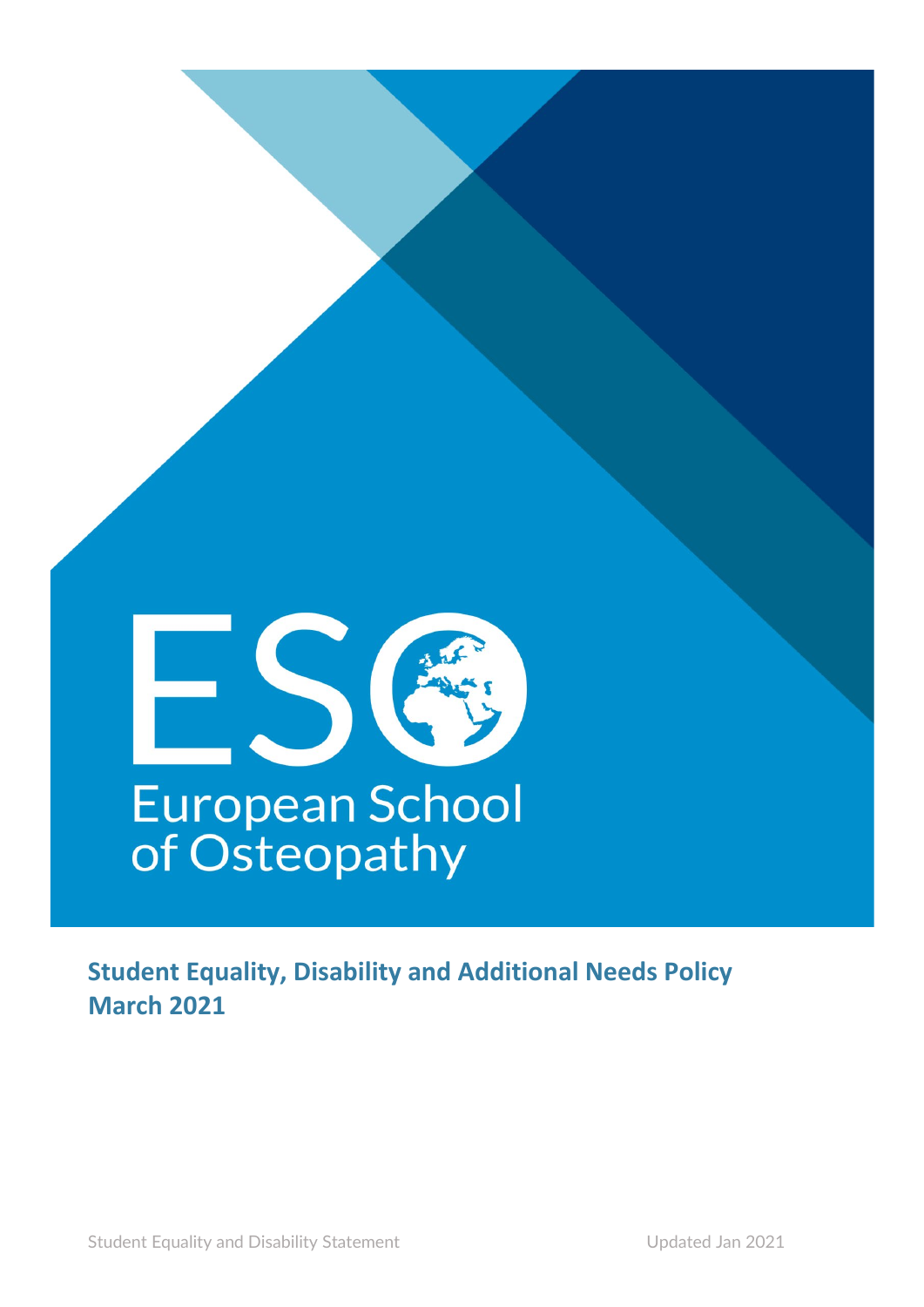ESO

European School of Osteopathy

**Student Equality, Disability and Additional Needs Policy**
**March 2021**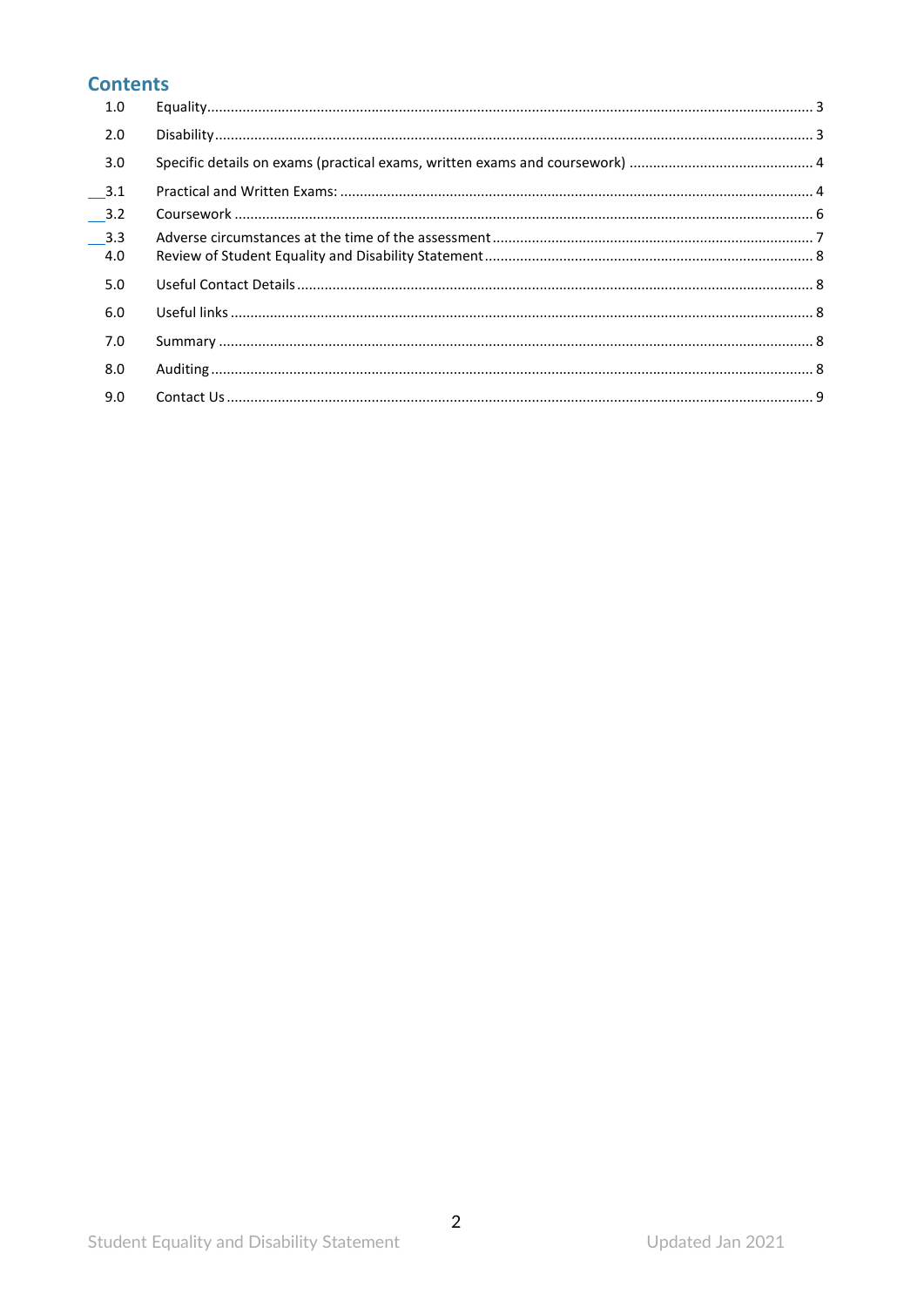## Contents

| | | |
|---|---|---|
| 1.0 | Equality | 3 |
| 2.0 | Disability | 3 |
| 3.0 | Specific details on exams (practical exams, written exams and coursework) | 4 |
| 3.1 | Practical and Written Exams: | 4 |
| 3.2 | Coursework | 6 |
| 3.3 | Adverse circumstances at the time of the assessment | 7 |
| 4.0 | Review of Student Equality and Disability Statement | 8 |
| 5.0 | Useful Contact Details | 8 |
| 6.0 | Useful links | 8 |
| 7.0 | Summary | 8 |
| 8.0 | Auditing | 8 |
| 9.0 | Contact Us | 9 |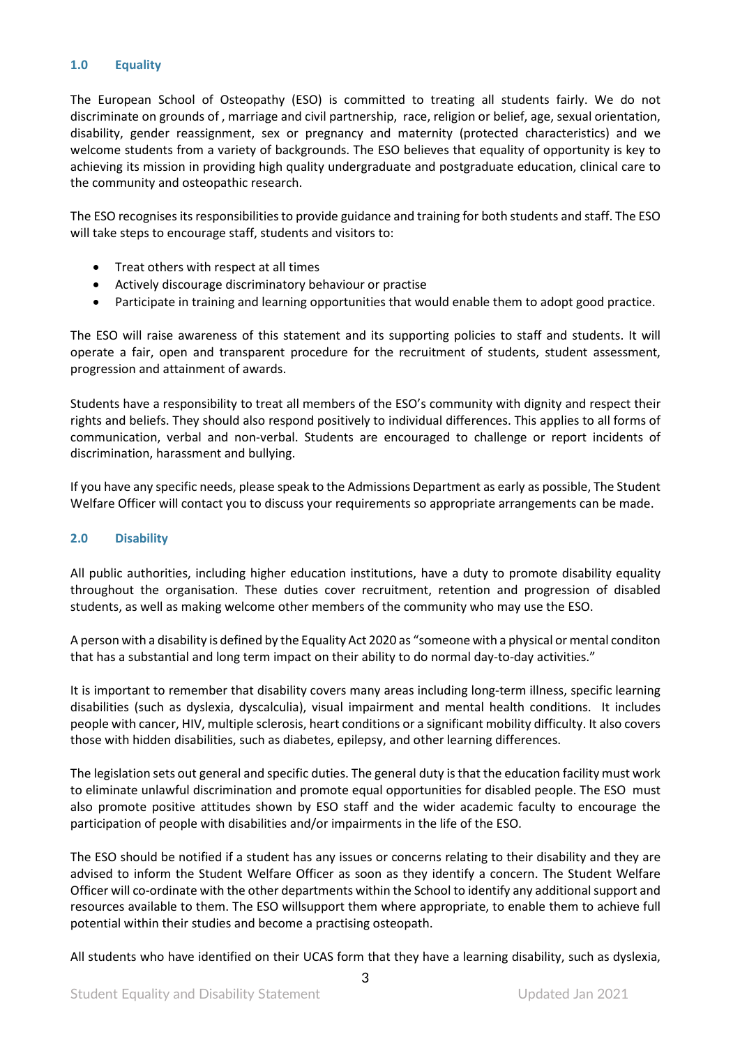## 1.0 Equality

The European School of Osteopathy (ESO) is committed to treating all students fairly. We do not discriminate on grounds of , marriage and civil partnership, race, religion or belief, age, sexual orientation, disability, gender reassignment, sex or pregnancy and maternity (protected characteristics) and we welcome students from a variety of backgrounds. The ESO believes that equality of opportunity is key to achieving its mission in providing high quality undergraduate and postgraduate education, clinical care to the community and osteopathic research.

The ESO recognises its responsibilities to provide guidance and training for both students and staff. The ESO will take steps to encourage staff, students and visitors to:

- Treat others with respect at all times
- Actively discourage discriminatory behaviour or practise
- Participate in training and learning opportunities that would enable them to adopt good practice.

The ESO will raise awareness of this statement and its supporting policies to staff and students. It will operate a fair, open and transparent procedure for the recruitment of students, student assessment, progression and attainment of awards.

Students have a responsibility to treat all members of the ESO's community with dignity and respect their rights and beliefs. They should also respond positively to individual differences. This applies to all forms of communication, verbal and non-verbal. Students are encouraged to challenge or report incidents of discrimination, harassment and bullying.

If you have any specific needs, please speak to the Admissions Department as early as possible, The Student Welfare Officer will contact you to discuss your requirements so appropriate arrangements can be made.

## 2.0 Disability

All public authorities, including higher education institutions, have a duty to promote disability equality throughout the organisation. These duties cover recruitment, retention and progression of disabled students, as well as making welcome other members of the community who may use the ESO.

A person with a disability is defined by the Equality Act 2020 as "someone with a physical or mental conditon that has a substantial and long term impact on their ability to do normal day-to-day activities."

It is important to remember that disability covers many areas including long-term illness, specific learning disabilities (such as dyslexia, dyscalculia), visual impairment and mental health conditions. It includes people with cancer, HIV, multiple sclerosis, heart conditions or a significant mobility difficulty. It also covers those with hidden disabilities, such as diabetes, epilepsy, and other learning differences.

The legislation sets out general and specific duties. The general duty is that the education facility must work to eliminate unlawful discrimination and promote equal opportunities for disabled people. The ESO must also promote positive attitudes shown by ESO staff and the wider academic faculty to encourage the participation of people with disabilities and/or impairments in the life of the ESO.

The ESO should be notified if a student has any issues or concerns relating to their disability and they are advised to inform the Student Welfare Officer as soon as they identify a concern. The Student Welfare Officer will co-ordinate with the other departments within the School to identify any additional support and resources available to them. The ESO willsupport them where appropriate, to enable them to achieve full potential within their studies and become a practising osteopath.

All students who have identified on their UCAS form that they have a learning disability, such as dyslexia,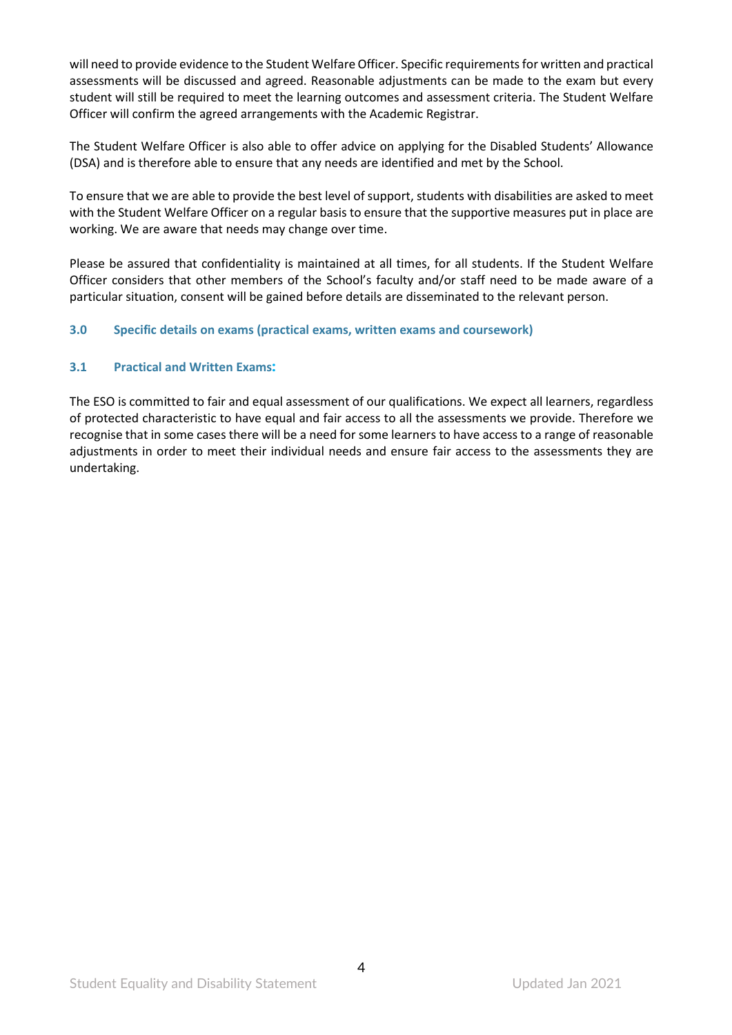will need to provide evidence to the Student Welfare Officer. Specific requirements for written and practical assessments will be discussed and agreed. Reasonable adjustments can be made to the exam but every student will still be required to meet the learning outcomes and assessment criteria. The Student Welfare Officer will confirm the agreed arrangements with the Academic Registrar.

The Student Welfare Officer is also able to offer advice on applying for the Disabled Students' Allowance (DSA) and is therefore able to ensure that any needs are identified and met by the School.

To ensure that we are able to provide the best level of support, students with disabilities are asked to meet with the Student Welfare Officer on a regular basis to ensure that the supportive measures put in place are working. We are aware that needs may change over time.

Please be assured that confidentiality is maintained at all times, for all students. If the Student Welfare Officer considers that other members of the School's faculty and/or staff need to be made aware of a particular situation, consent will be gained before details are disseminated to the relevant person.

## 3.0 Specific details on exams (practical exams, written exams and coursework)

### 3.1 Practical and Written Exams:

The ESO is committed to fair and equal assessment of our qualifications. We expect all learners, regardless of protected characteristic to have equal and fair access to all the assessments we provide. Therefore we recognise that in some cases there will be a need for some learners to have access to a range of reasonable adjustments in order to meet their individual needs and ensure fair access to the assessments they are undertaking.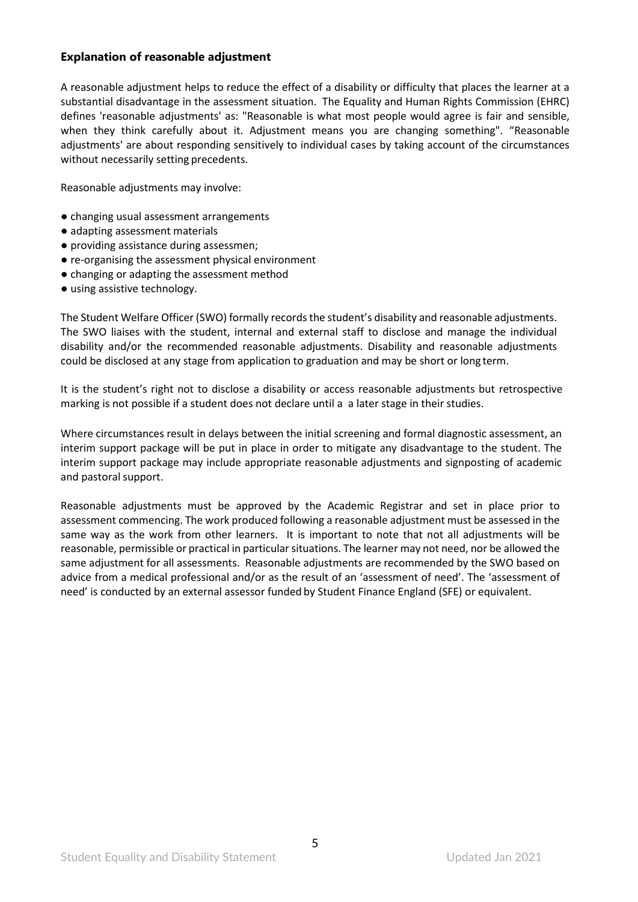### Explanation of reasonable adjustment

A reasonable adjustment helps to reduce the effect of a disability or difficulty that places the learner at a substantial disadvantage in the assessment situation. The Equality and Human Rights Commission (EHRC) defines 'reasonable adjustments' as: "Reasonable is what most people would agree is fair and sensible, when they think carefully about it. Adjustment means you are changing something". "Reasonable adjustments' are about responding sensitively to individual cases by taking account of the circumstances without necessarily setting precedents.

Reasonable adjustments may involve:

- changing usual assessment arrangements
- adapting assessment materials
- providing assistance during assessmen;
- re-organising the assessment physical environment
- changing or adapting the assessment method
- using assistive technology.

The Student Welfare Officer (SWO) formally records the student's disability and reasonable adjustments. The SWO liaises with the student, internal and external staff to disclose and manage the individual disability and/or the recommended reasonable adjustments. Disability and reasonable adjustments could be disclosed at any stage from application to graduation and may be short or long term.

It is the student's right not to disclose a disability or access reasonable adjustments but retrospective marking is not possible if a student does not declare until a a later stage in their studies.

Where circumstances result in delays between the initial screening and formal diagnostic assessment, an interim support package will be put in place in order to mitigate any disadvantage to the student. The interim support package may include appropriate reasonable adjustments and signposting of academic and pastoral support.

Reasonable adjustments must be approved by the Academic Registrar and set in place prior to assessment commencing. The work produced following a reasonable adjustment must be assessed in the same way as the work from other learners. It is important to note that not all adjustments will be reasonable, permissible or practical in particular situations. The learner may not need, nor be allowed the same adjustment for all assessments. Reasonable adjustments are recommended by the SWO based on advice from a medical professional and/or as the result of an 'assessment of need'. The 'assessment of need' is conducted by an external assessor funded by Student Finance England (SFE) or equivalent.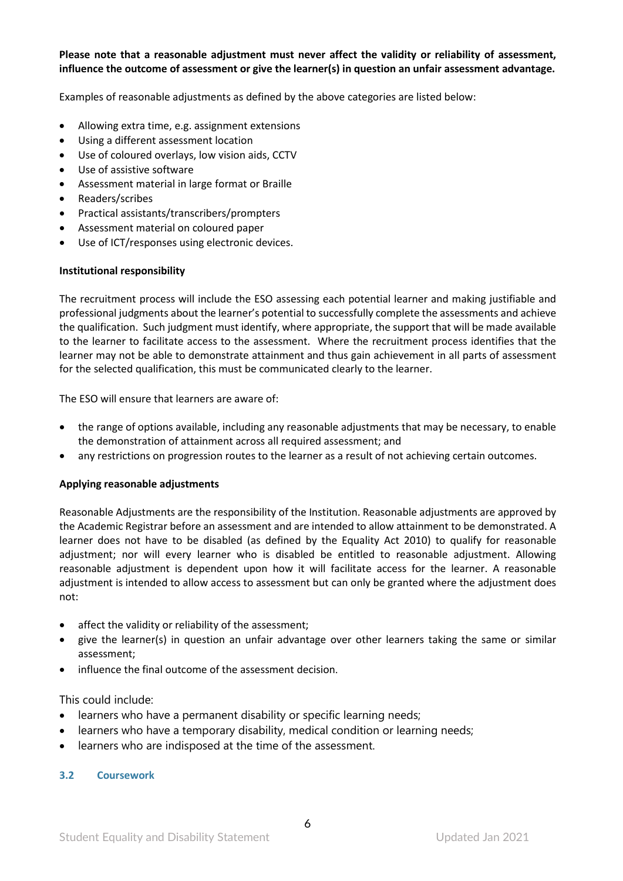**Please note that a reasonable adjustment must never affect the validity or reliability of assessment, influence the outcome of assessment or give the learner(s) in question an unfair assessment advantage.**

Examples of reasonable adjustments as defined by the above categories are listed below:

- Allowing extra time, e.g. assignment extensions
- Using a different assessment location
- Use of coloured overlays, low vision aids, CCTV
- Use of assistive software
- Assessment material in large format or Braille
- Readers/scribes
- Practical assistants/transcribers/prompters
- Assessment material on coloured paper
- Use of ICT/responses using electronic devices.

**Institutional responsibility**

The recruitment process will include the ESO assessing each potential learner and making justifiable and professional judgments about the learner's potential to successfully complete the assessments and achieve the qualification. Such judgment must identify, where appropriate, the support that will be made available to the learner to facilitate access to the assessment. Where the recruitment process identifies that the learner may not be able to demonstrate attainment and thus gain achievement in all parts of assessment for the selected qualification, this must be communicated clearly to the learner.

The ESO will ensure that learners are aware of:

- the range of options available, including any reasonable adjustments that may be necessary, to enable the demonstration of attainment across all required assessment; and
- any restrictions on progression routes to the learner as a result of not achieving certain outcomes.

**Applying reasonable adjustments**

Reasonable Adjustments are the responsibility of the Institution. Reasonable adjustments are approved by the Academic Registrar before an assessment and are intended to allow attainment to be demonstrated. A learner does not have to be disabled (as defined by the Equality Act 2010) to qualify for reasonable adjustment; nor will every learner who is disabled be entitled to reasonable adjustment. Allowing reasonable adjustment is dependent upon how it will facilitate access for the learner. A reasonable adjustment is intended to allow access to assessment but can only be granted where the adjustment does not:

- affect the validity or reliability of the assessment;
- give the learner(s) in question an unfair advantage over other learners taking the same or similar assessment;
- influence the final outcome of the assessment decision.

This could include:

- learners who have a permanent disability or specific learning needs;
- learners who have a temporary disability, medical condition or learning needs;
- learners who are indisposed at the time of the assessment.

### 3.2 Coursework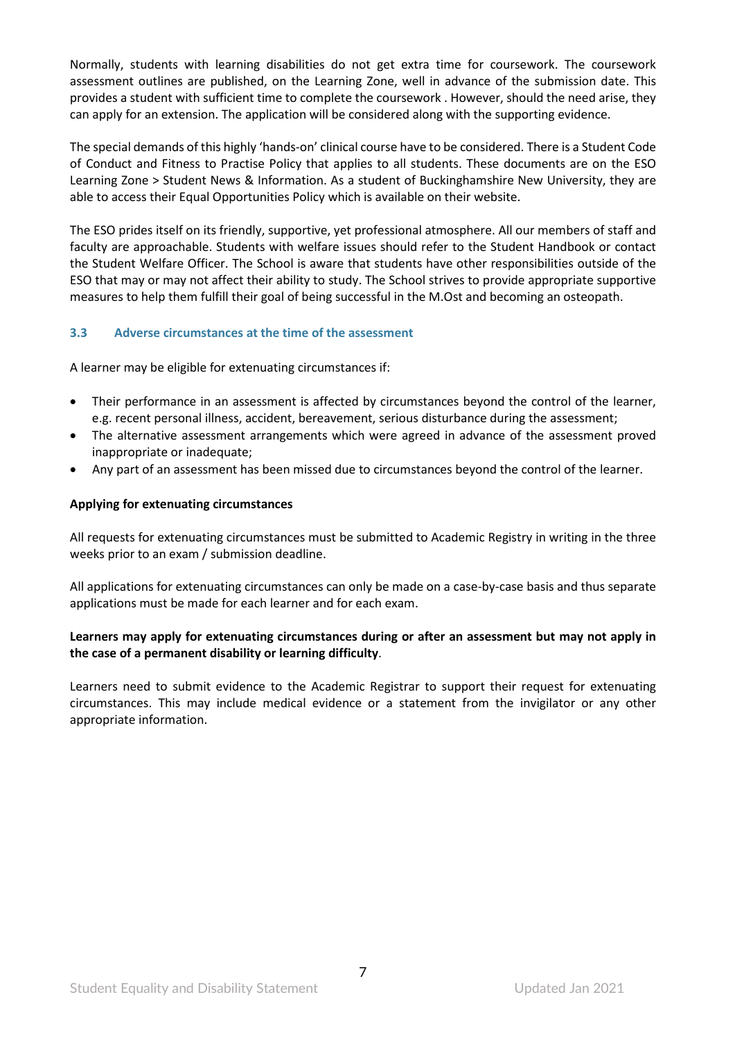Normally, students with learning disabilities do not get extra time for coursework. The coursework assessment outlines are published, on the Learning Zone, well in advance of the submission date. This provides a student with sufficient time to complete the coursework . However, should the need arise, they can apply for an extension. The application will be considered along with the supporting evidence.

The special demands of this highly 'hands-on' clinical course have to be considered. There is a Student Code of Conduct and Fitness to Practise Policy that applies to all students. These documents are on the ESO Learning Zone > Student News & Information. As a student of Buckinghamshire New University, they are able to access their Equal Opportunities Policy which is available on their website.

The ESO prides itself on its friendly, supportive, yet professional atmosphere. All our members of staff and faculty are approachable. Students with welfare issues should refer to the Student Handbook or contact the Student Welfare Officer. The School is aware that students have other responsibilities outside of the ESO that may or may not affect their ability to study. The School strives to provide appropriate supportive measures to help them fulfill their goal of being successful in the M.Ost and becoming an osteopath.

### 3.3 Adverse circumstances at the time of the assessment

A learner may be eligible for extenuating circumstances if:

- Their performance in an assessment is affected by circumstances beyond the control of the learner, e.g. recent personal illness, accident, bereavement, serious disturbance during the assessment;
- The alternative assessment arrangements which were agreed in advance of the assessment proved inappropriate or inadequate;
- Any part of an assessment has been missed due to circumstances beyond the control of the learner.

**Applying for extenuating circumstances**

All requests for extenuating circumstances must be submitted to Academic Registry in writing in the three weeks prior to an exam / submission deadline.

All applications for extenuating circumstances can only be made on a case-by-case basis and thus separate applications must be made for each learner and for each exam.

**Learners may apply for extenuating circumstances during or after an assessment but may not apply in the case of a permanent disability or learning difficulty**.

Learners need to submit evidence to the Academic Registrar to support their request for extenuating circumstances. This may include medical evidence or a statement from the invigilator or any other appropriate information.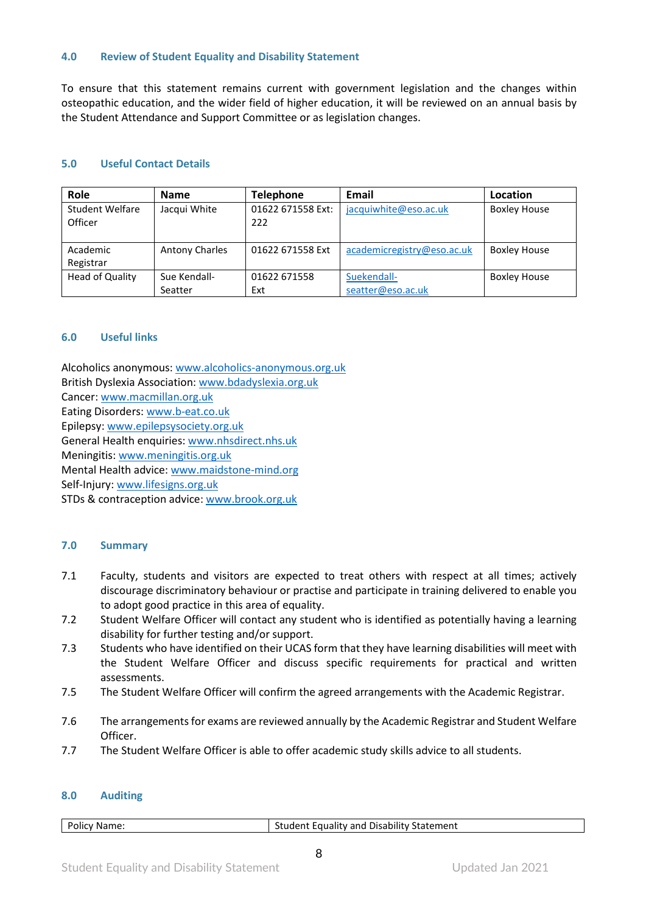## 4.0 Review of Student Equality and Disability Statement

To ensure that this statement remains current with government legislation and the changes within osteopathic education, and the wider field of higher education, it will be reviewed on an annual basis by the Student Attendance and Support Committee or as legislation changes.

## 5.0 Useful Contact Details

| Role | Name | Telephone | Email | Location |
|---|---|---|---|---|
| Student Welfare Officer | Jacqui White | 01622 671558 Ext: 222 | jacquiwhite@eso.ac.uk | Boxley House |
| Academic Registrar | Antony Charles | 01622 671558 Ext | academicregistry@eso.ac.uk | Boxley House |
| Head of Quality | Sue Kendall-Seatter | 01622 671558 Ext | Suekendall-seatter@eso.ac.uk | Boxley House |

## 6.0 Useful links

Alcoholics anonymous: www.alcoholics-anonymous.org.uk
British Dyslexia Association: www.bdadyslexia.org.uk
Cancer: www.macmillan.org.uk
Eating Disorders: www.b-eat.co.uk
Epilepsy: www.epilepsysociety.org.uk
General Health enquiries: www.nhsdirect.nhs.uk
Meningitis: www.meningitis.org.uk
Mental Health advice: www.maidstone-mind.org
Self-Injury: www.lifesigns.org.uk
STDs & contraception advice: www.brook.org.uk

## 7.0 Summary

7.1 Faculty, students and visitors are expected to treat others with respect at all times; actively discourage discriminatory behaviour or practise and participate in training delivered to enable you to adopt good practice in this area of equality.

7.2 Student Welfare Officer will contact any student who is identified as potentially having a learning disability for further testing and/or support.

7.3 Students who have identified on their UCAS form that they have learning disabilities will meet with the Student Welfare Officer and discuss specific requirements for practical and written assessments.

7.5 The Student Welfare Officer will confirm the agreed arrangements with the Academic Registrar.

7.6 The arrangements for exams are reviewed annually by the Academic Registrar and Student Welfare Officer.

7.7 The Student Welfare Officer is able to offer academic study skills advice to all students.

## 8.0 Auditing

| Policy Name: | Student Equality and Disability Statement |
|---|---|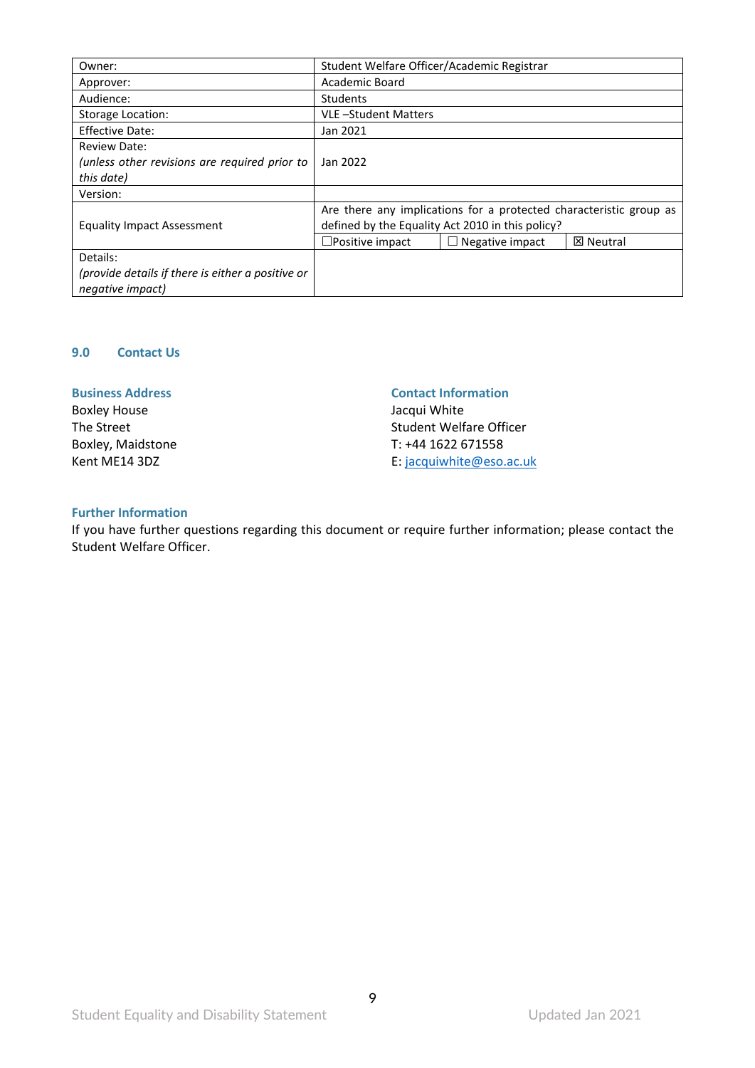| | | | |
|---|---|---|---|
| Owner: | Student Welfare Officer/Academic Registrar | | |
| Approver: | Academic Board | | |
| Audience: | Students | | |
| Storage Location: | VLE –Student Matters | | |
| Effective Date: | Jan 2021 | | |
| Review Date:<br>*(unless other revisions are required prior to this date)* | Jan 2022 | | |
| Version: | | | |
| Equality Impact Assessment | Are there any implications for a protected characteristic group as defined by the Equality Act 2010 in this policy? | | |
| | ☐Positive impact | ☐ Negative impact | ☒ Neutral |
| Details:<br>*(provide details if there is either a positive or negative impact)* | | | |

## 9.0 Contact Us

**Business Address**
Boxley House
The Street
Boxley, Maidstone
Kent ME14 3DZ

**Contact Information**
Jacqui White
Student Welfare Officer
T: +44 1622 671558
E: jacquiwhite@eso.ac.uk

**Further Information**
If you have further questions regarding this document or require further information; please contact the Student Welfare Officer.